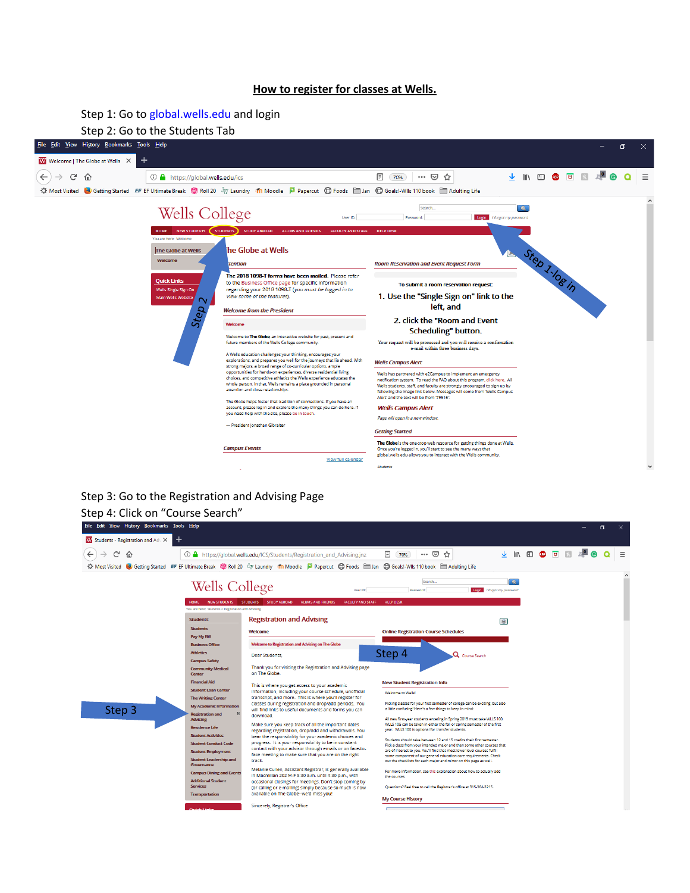# How to register for classes at Wells.

Step 1: Go to global.wells.edu and login

Step 2: Go to the Students Tab

Step 3: Go to the Registration and Advising Page

Step 4: Click on "Course Search"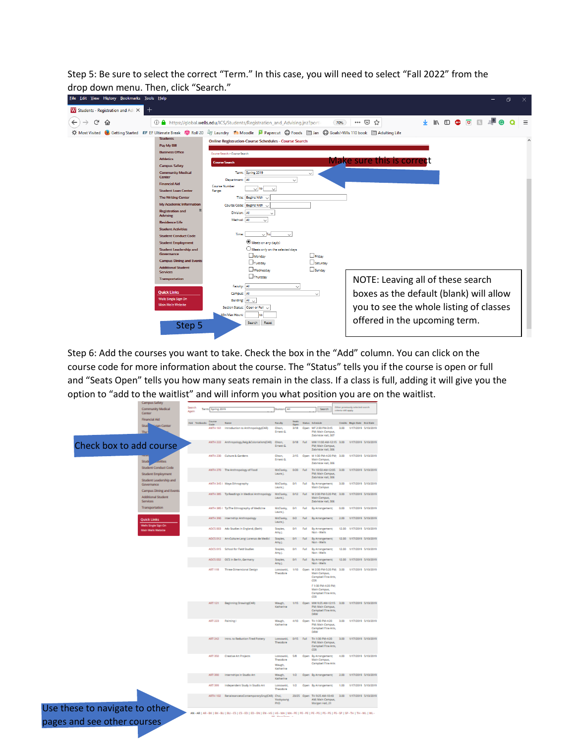Step 5: Be sure to select the correct "Term." In this case, you will need to select "Fall 2022" from the drop down menu. Then, click "Search."

Make sure this is correct

Step 5

NOTE: Leaving all of these search boxes as the default (blank) will allow you to see the whole listing of classes offered in the upcoming term.

Step 6: Add the courses you want to take. Check the box in the "Add" column. You can click on the course code for more information about the course. The "Status" tells you if the course is open or full and "Seats Open" tells you how many seats remain in the class. If a class is full, adding it will give you the option to "add to the waitlist" and will inform you what position you are on the waitlist.

Check box to add course

Use these to navigate to other pages and see other courses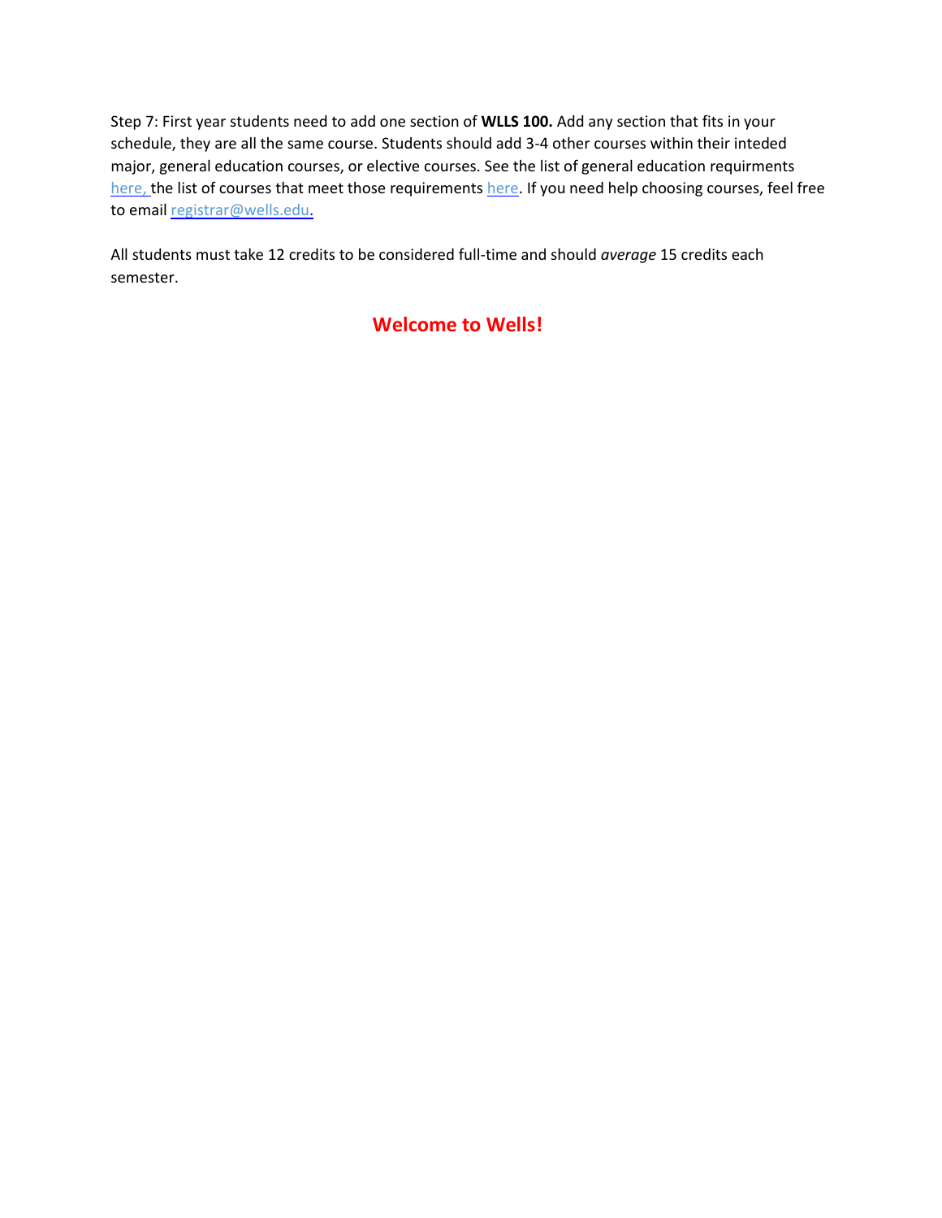Step 7: First year students need to add one section of **WLLS 100.** Add any section that fits in your schedule, they are all the same course. Students should add 3-4 other courses within their inteded major, general education courses, or elective courses. See the list of general education requirments here, the list of courses that meet those requirements here. If you need help choosing courses, feel free to email registrar@wells.edu.

All students must take 12 credits to be considered full-time and should *average* 15 credits each semester.

**Welcome to Wells!**